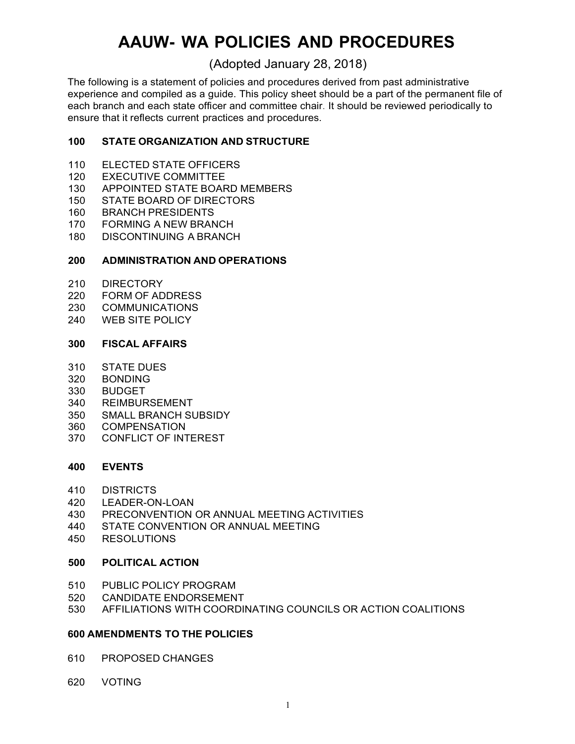# AAUW- WA POLICIES AND PROCEDURES

(Adopted January 28, 2018)

The following is a statement of policies and procedures derived from past administrative experience and compiled as a guide. This policy sheet should be a part of the permanent file of each branch and each state officer and committee chair. It should be reviewed periodically to ensure that it reflects current practices and procedures.

## 100 STATE ORGANIZATION AND STRUCTURE

110 ELECTED STATE OFFICERS
120 EXECUTIVE COMMITTEE
130 APPOINTED STATE BOARD MEMBERS
150 STATE BOARD OF DIRECTORS
160 BRANCH PRESIDENTS
170 FORMING A NEW BRANCH
180 DISCONTINUING A BRANCH

## 200 ADMINISTRATION AND OPERATIONS

210 DIRECTORY
220 FORM OF ADDRESS
230 COMMUNICATIONS
240 WEB SITE POLICY

## 300 FISCAL AFFAIRS

310 STATE DUES
320 BONDING
330 BUDGET
340 REIMBURSEMENT
350 SMALL BRANCH SUBSIDY
360 COMPENSATION
370 CONFLICT OF INTEREST

## 400 EVENTS

410 DISTRICTS
420 LEADER-ON-LOAN
430 PRECONVENTION OR ANNUAL MEETING ACTIVITIES
440 STATE CONVENTION OR ANNUAL MEETING
450 RESOLUTIONS

## 500 POLITICAL ACTION

510 PUBLIC POLICY PROGRAM
520 CANDIDATE ENDORSEMENT
530 AFFILIATIONS WITH COORDINATING COUNCILS OR ACTION COALITIONS

## 600 AMENDMENTS TO THE POLICIES

610 PROPOSED CHANGES

620 VOTING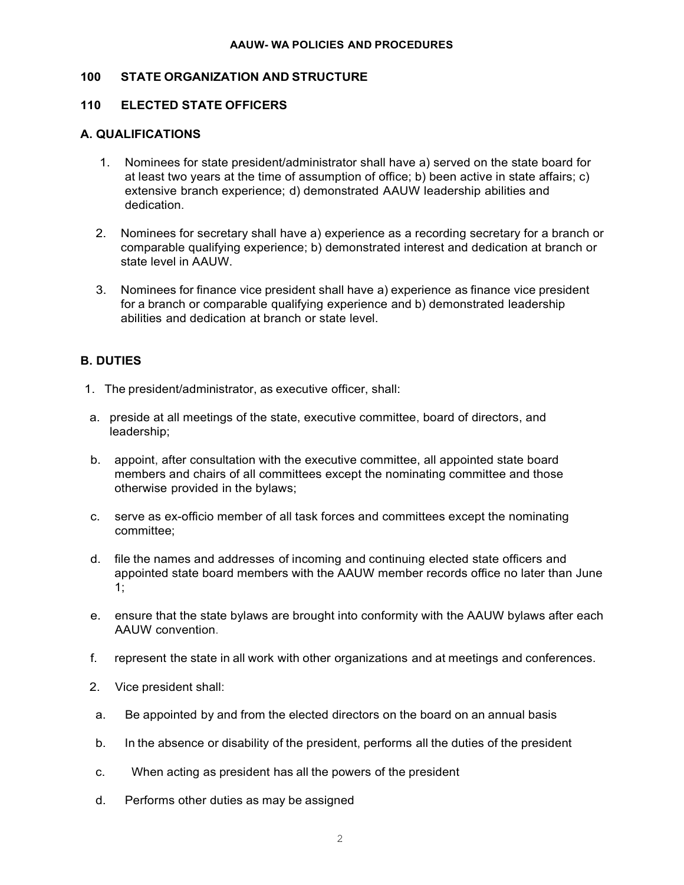## 100 STATE ORGANIZATION AND STRUCTURE

## 110 ELECTED STATE OFFICERS

### A. QUALIFICATIONS

1. Nominees for state president/administrator shall have a) served on the state board for at least two years at the time of assumption of office; b) been active in state affairs; c) extensive branch experience; d) demonstrated AAUW leadership abilities and dedication.

2. Nominees for secretary shall have a) experience as a recording secretary for a branch or comparable qualifying experience; b) demonstrated interest and dedication at branch or state level in AAUW.

3. Nominees for finance vice president shall have a) experience as finance vice president for a branch or comparable qualifying experience and b) demonstrated leadership abilities and dedication at branch or state level.

### B. DUTIES

1. The president/administrator, as executive officer, shall:

   a. preside at all meetings of the state, executive committee, board of directors, and leadership;

   b. appoint, after consultation with the executive committee, all appointed state board members and chairs of all committees except the nominating committee and those otherwise provided in the bylaws;

   c. serve as ex-officio member of all task forces and committees except the nominating committee;

   d. file the names and addresses of incoming and continuing elected state officers and appointed state board members with the AAUW member records office no later than June 1;

   e. ensure that the state bylaws are brought into conformity with the AAUW bylaws after each AAUW convention.

   f. represent the state in all work with other organizations and at meetings and conferences.

2. Vice president shall:

   a. Be appointed by and from the elected directors on the board on an annual basis

   b. In the absence or disability of the president, performs all the duties of the president

   c. When acting as president has all the powers of the president

   d. Performs other duties as may be assigned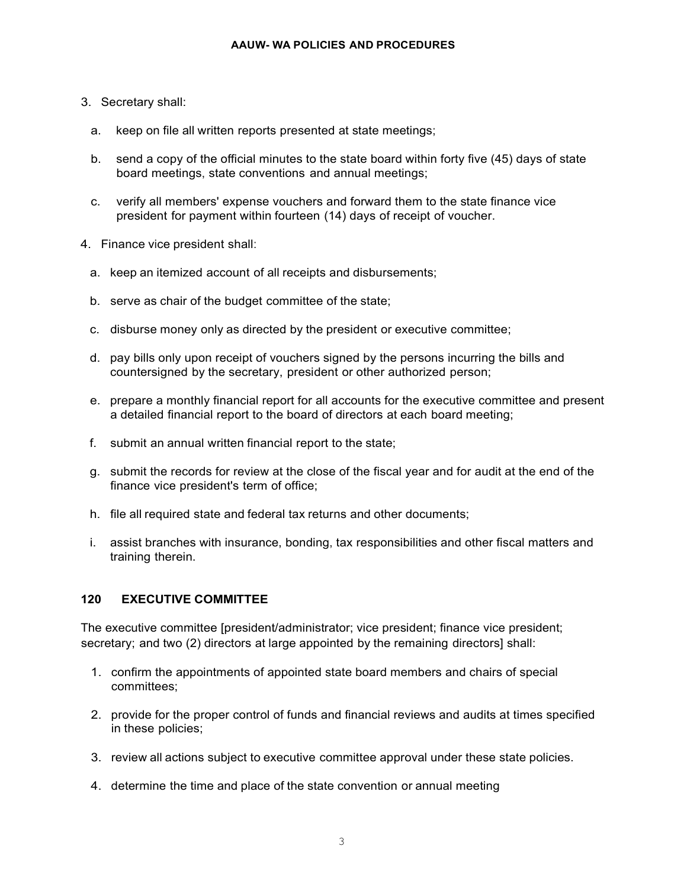3. Secretary shall:

   a. keep on file all written reports presented at state meetings;

   b. send a copy of the official minutes to the state board within forty five (45) days of state board meetings, state conventions and annual meetings;

   c. verify all members' expense vouchers and forward them to the state finance vice president for payment within fourteen (14) days of receipt of voucher.

4. Finance vice president shall:

   a. keep an itemized account of all receipts and disbursements;

   b. serve as chair of the budget committee of the state;

   c. disburse money only as directed by the president or executive committee;

   d. pay bills only upon receipt of vouchers signed by the persons incurring the bills and countersigned by the secretary, president or other authorized person;

   e. prepare a monthly financial report for all accounts for the executive committee and present a detailed financial report to the board of directors at each board meeting;

   f. submit an annual written financial report to the state;

   g. submit the records for review at the close of the fiscal year and for audit at the end of the finance vice president's term of office;

   h. file all required state and federal tax returns and other documents;

   i. assist branches with insurance, bonding, tax responsibilities and other fiscal matters and training therein.

### 120 EXECUTIVE COMMITTEE

The executive committee [president/administrator; vice president; finance vice president; secretary; and two (2) directors at large appointed by the remaining directors] shall:

1. confirm the appointments of appointed state board members and chairs of special committees;
2. provide for the proper control of funds and financial reviews and audits at times specified in these policies;
3. review all actions subject to executive committee approval under these state policies.
4. determine the time and place of the state convention or annual meeting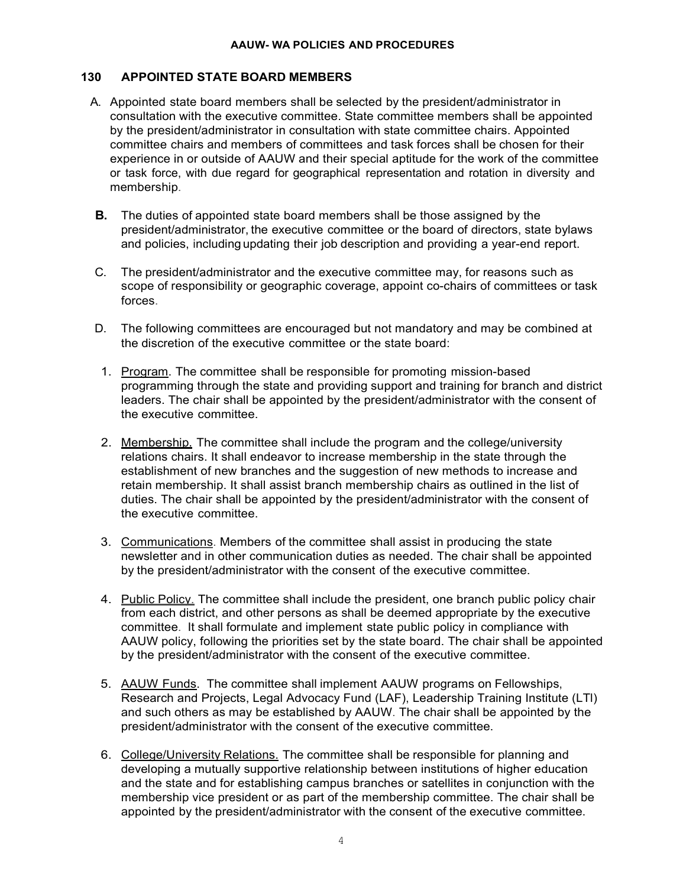## 130 APPOINTED STATE BOARD MEMBERS

A. Appointed state board members shall be selected by the president/administrator in consultation with the executive committee. State committee members shall be appointed by the president/administrator in consultation with state committee chairs. Appointed committee chairs and members of committees and task forces shall be chosen for their experience in or outside of AAUW and their special aptitude for the work of the committee or task force, with due regard for geographical representation and rotation in diversity and membership.

**B.** The duties of appointed state board members shall be those assigned by the president/administrator, the executive committee or the board of directors, state bylaws and policies, including updating their job description and providing a year-end report.

C. The president/administrator and the executive committee may, for reasons such as scope of responsibility or geographic coverage, appoint co-chairs of committees or task forces.

D. The following committees are encouraged but not mandatory and may be combined at the discretion of the executive committee or the state board:

1. Program. The committee shall be responsible for promoting mission-based programming through the state and providing support and training for branch and district leaders. The chair shall be appointed by the president/administrator with the consent of the executive committee.

2. Membership. The committee shall include the program and the college/university relations chairs. It shall endeavor to increase membership in the state through the establishment of new branches and the suggestion of new methods to increase and retain membership. It shall assist branch membership chairs as outlined in the list of duties. The chair shall be appointed by the president/administrator with the consent of the executive committee.

3. Communications. Members of the committee shall assist in producing the state newsletter and in other communication duties as needed. The chair shall be appointed by the president/administrator with the consent of the executive committee.

4. Public Policy. The committee shall include the president, one branch public policy chair from each district, and other persons as shall be deemed appropriate by the executive committee. It shall formulate and implement state public policy in compliance with AAUW policy, following the priorities set by the state board. The chair shall be appointed by the president/administrator with the consent of the executive committee.

5. AAUW Funds. The committee shall implement AAUW programs on Fellowships, Research and Projects, Legal Advocacy Fund (LAF), Leadership Training Institute (LTI) and such others as may be established by AAUW. The chair shall be appointed by the president/administrator with the consent of the executive committee.

6. College/University Relations. The committee shall be responsible for planning and developing a mutually supportive relationship between institutions of higher education and the state and for establishing campus branches or satellites in conjunction with the membership vice president or as part of the membership committee. The chair shall be appointed by the president/administrator with the consent of the executive committee.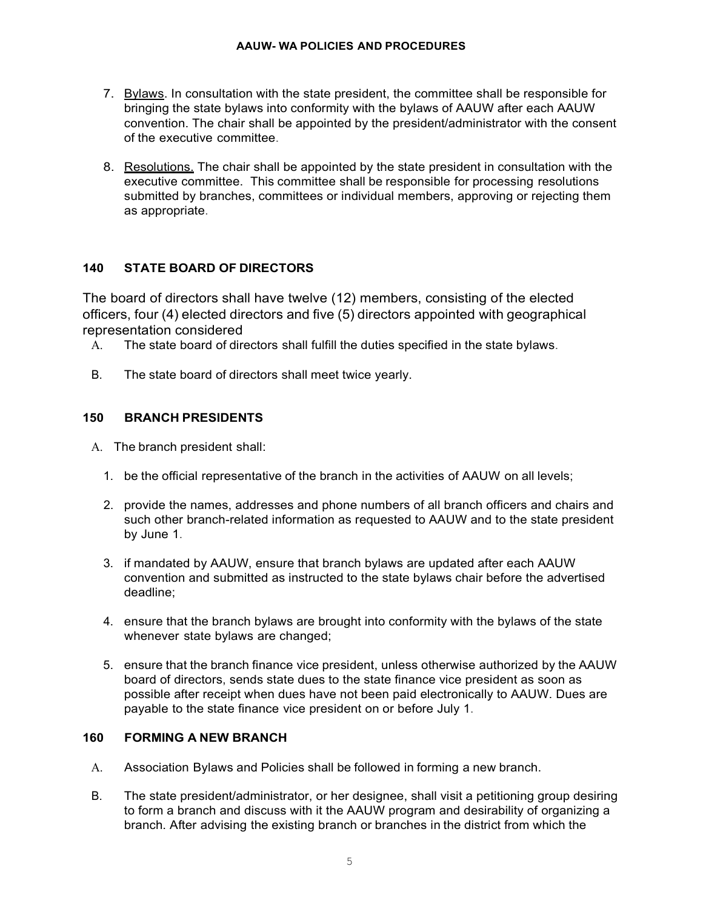7. Bylaws. In consultation with the state president, the committee shall be responsible for bringing the state bylaws into conformity with the bylaws of AAUW after each AAUW convention. The chair shall be appointed by the president/administrator with the consent of the executive committee.

8. Resolutions. The chair shall be appointed by the state president in consultation with the executive committee. This committee shall be responsible for processing resolutions submitted by branches, committees or individual members, approving or rejecting them as appropriate.

### 140 STATE BOARD OF DIRECTORS

The board of directors shall have twelve (12) members, consisting of the elected officers, four (4) elected directors and five (5) directors appointed with geographical representation considered

A. The state board of directors shall fulfill the duties specified in the state bylaws.

B. The state board of directors shall meet twice yearly.

### 150 BRANCH PRESIDENTS

A. The branch president shall:

1. be the official representative of the branch in the activities of AAUW on all levels;

2. provide the names, addresses and phone numbers of all branch officers and chairs and such other branch-related information as requested to AAUW and to the state president by June 1.

3. if mandated by AAUW, ensure that branch bylaws are updated after each AAUW convention and submitted as instructed to the state bylaws chair before the advertised deadline;

4. ensure that the branch bylaws are brought into conformity with the bylaws of the state whenever state bylaws are changed;

5. ensure that the branch finance vice president, unless otherwise authorized by the AAUW board of directors, sends state dues to the state finance vice president as soon as possible after receipt when dues have not been paid electronically to AAUW. Dues are payable to the state finance vice president on or before July 1.

### 160 FORMING A NEW BRANCH

A. Association Bylaws and Policies shall be followed in forming a new branch.

B. The state president/administrator, or her designee, shall visit a petitioning group desiring to form a branch and discuss with it the AAUW program and desirability of organizing a branch. After advising the existing branch or branches in the district from which the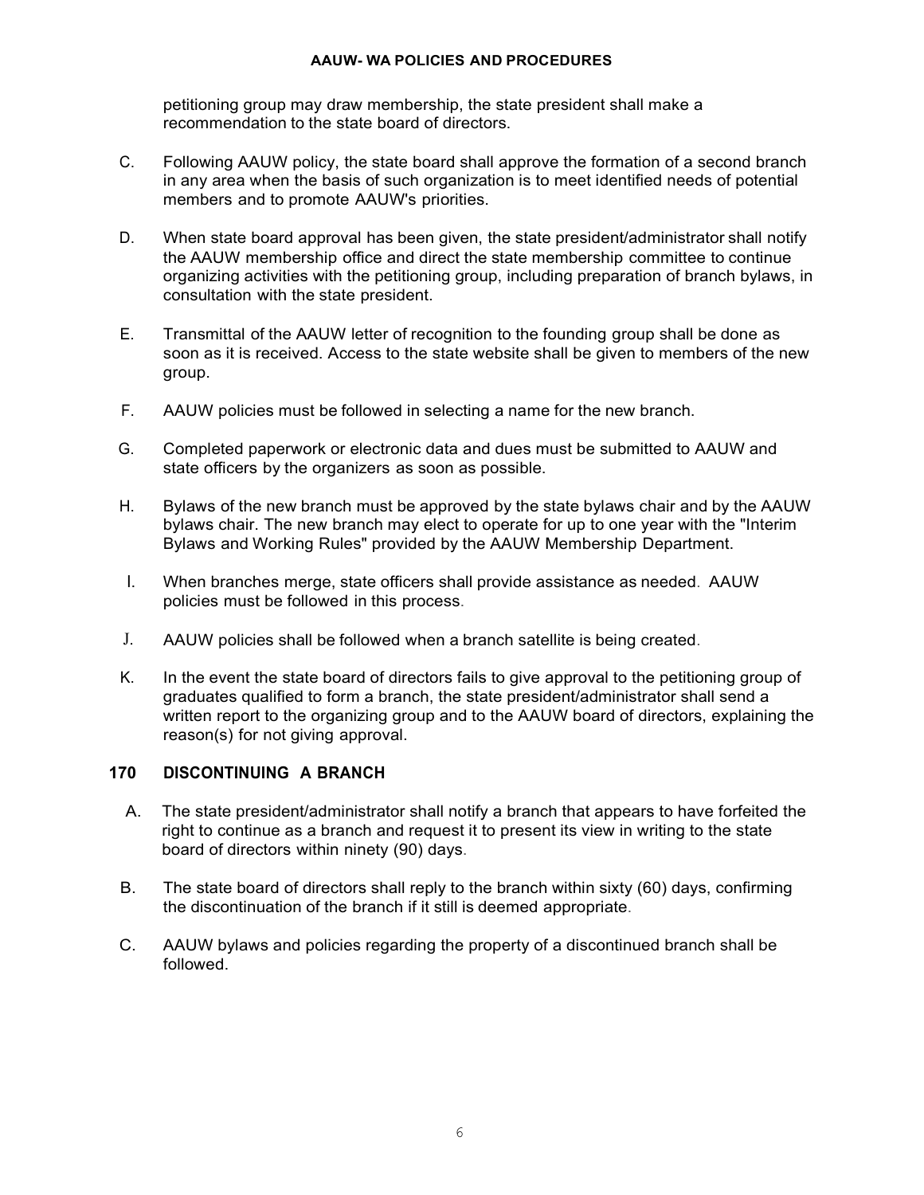petitioning group may draw membership, the state president shall make a recommendation to the state board of directors.

C. Following AAUW policy, the state board shall approve the formation of a second branch in any area when the basis of such organization is to meet identified needs of potential members and to promote AAUW's priorities.

D. When state board approval has been given, the state president/administrator shall notify the AAUW membership office and direct the state membership committee to continue organizing activities with the petitioning group, including preparation of branch bylaws, in consultation with the state president.

E. Transmittal of the AAUW letter of recognition to the founding group shall be done as soon as it is received. Access to the state website shall be given to members of the new group.

F. AAUW policies must be followed in selecting a name for the new branch.

G. Completed paperwork or electronic data and dues must be submitted to AAUW and state officers by the organizers as soon as possible.

H. Bylaws of the new branch must be approved by the state bylaws chair and by the AAUW bylaws chair. The new branch may elect to operate for up to one year with the "Interim Bylaws and Working Rules" provided by the AAUW Membership Department.

I. When branches merge, state officers shall provide assistance as needed. AAUW policies must be followed in this process.

J. AAUW policies shall be followed when a branch satellite is being created.

K. In the event the state board of directors fails to give approval to the petitioning group of graduates qualified to form a branch, the state president/administrator shall send a written report to the organizing group and to the AAUW board of directors, explaining the reason(s) for not giving approval.

## 170 DISCONTINUING A BRANCH

A. The state president/administrator shall notify a branch that appears to have forfeited the right to continue as a branch and request it to present its view in writing to the state board of directors within ninety (90) days.

B. The state board of directors shall reply to the branch within sixty (60) days, confirming the discontinuation of the branch if it still is deemed appropriate.

C. AAUW bylaws and policies regarding the property of a discontinued branch shall be followed.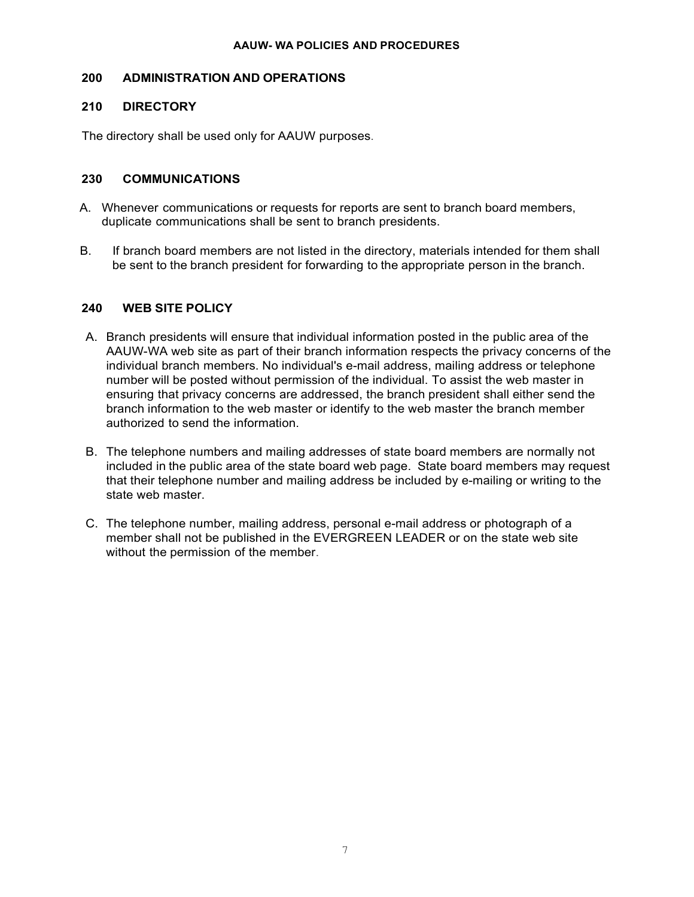## 200 ADMINISTRATION AND OPERATIONS

### 210 DIRECTORY

The directory shall be used only for AAUW purposes.

### 230 COMMUNICATIONS

A. Whenever communications or requests for reports are sent to branch board members, duplicate communications shall be sent to branch presidents.

B. If branch board members are not listed in the directory, materials intended for them shall be sent to the branch president for forwarding to the appropriate person in the branch.

### 240 WEB SITE POLICY

A. Branch presidents will ensure that individual information posted in the public area of the AAUW-WA web site as part of their branch information respects the privacy concerns of the individual branch members. No individual's e-mail address, mailing address or telephone number will be posted without permission of the individual. To assist the web master in ensuring that privacy concerns are addressed, the branch president shall either send the branch information to the web master or identify to the web master the branch member authorized to send the information.

B. The telephone numbers and mailing addresses of state board members are normally not included in the public area of the state board web page. State board members may request that their telephone number and mailing address be included by e-mailing or writing to the state web master.

C. The telephone number, mailing address, personal e-mail address or photograph of a member shall not be published in the EVERGREEN LEADER or on the state web site without the permission of the member.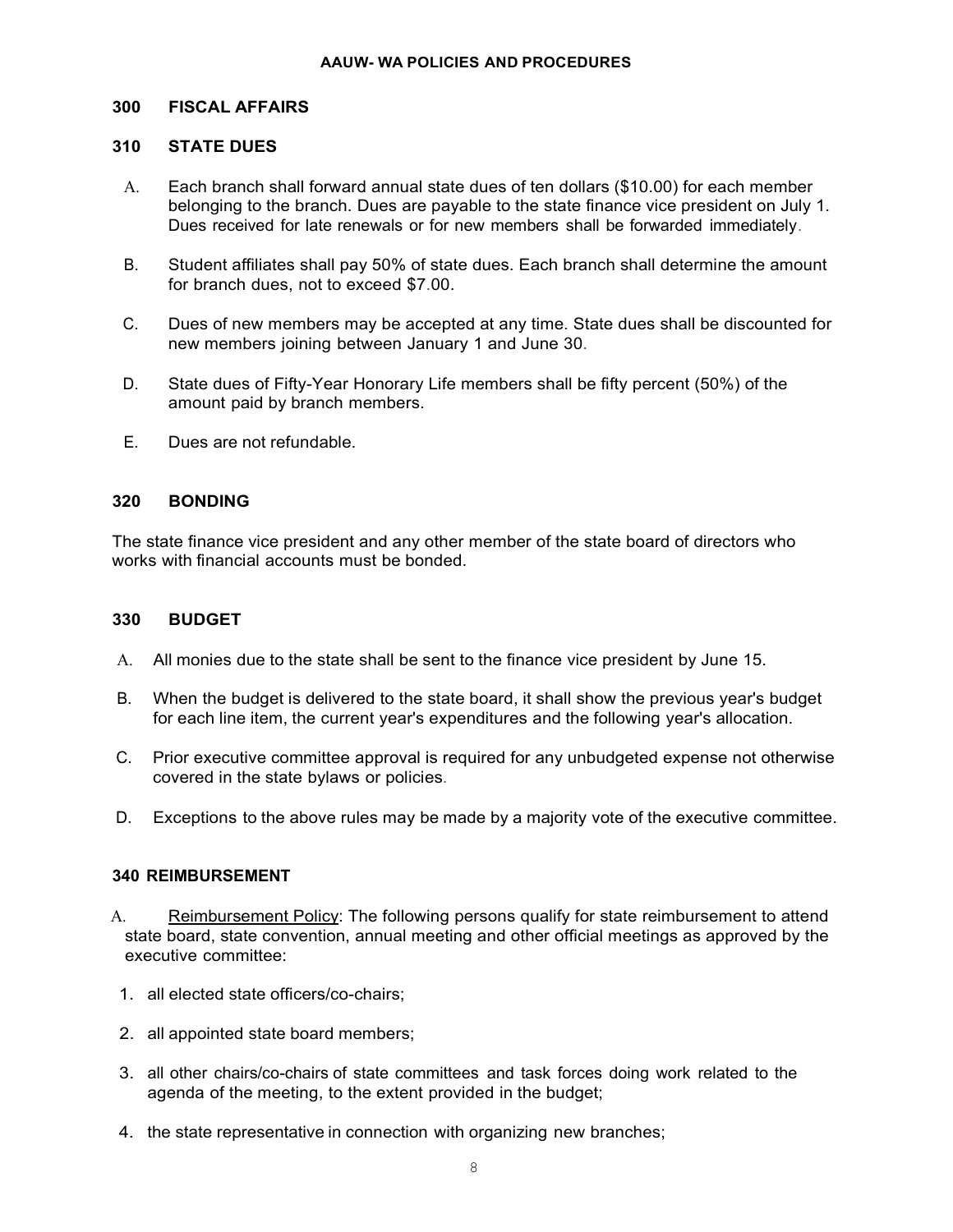## 300 FISCAL AFFAIRS

### 310 STATE DUES

A. Each branch shall forward annual state dues of ten dollars ($10.00) for each member belonging to the branch. Dues are payable to the state finance vice president on July 1. Dues received for late renewals or for new members shall be forwarded immediately.

B. Student affiliates shall pay 50% of state dues. Each branch shall determine the amount for branch dues, not to exceed $7.00.

C. Dues of new members may be accepted at any time. State dues shall be discounted for new members joining between January 1 and June 30.

D. State dues of Fifty-Year Honorary Life members shall be fifty percent (50%) of the amount paid by branch members.

E. Dues are not refundable.

### 320 BONDING

The state finance vice president and any other member of the state board of directors who works with financial accounts must be bonded.

### 330 BUDGET

A. All monies due to the state shall be sent to the finance vice president by June 15.

B. When the budget is delivered to the state board, it shall show the previous year's budget for each line item, the current year's expenditures and the following year's allocation.

C. Prior executive committee approval is required for any unbudgeted expense not otherwise covered in the state bylaws or policies.

D. Exceptions to the above rules may be made by a majority vote of the executive committee.

### 340 REIMBURSEMENT

A. Reimbursement Policy: The following persons qualify for state reimbursement to attend state board, state convention, annual meeting and other official meetings as approved by the executive committee:

1. all elected state officers/co-chairs;
2. all appointed state board members;
3. all other chairs/co-chairs of state committees and task forces doing work related to the agenda of the meeting, to the extent provided in the budget;
4. the state representative in connection with organizing new branches;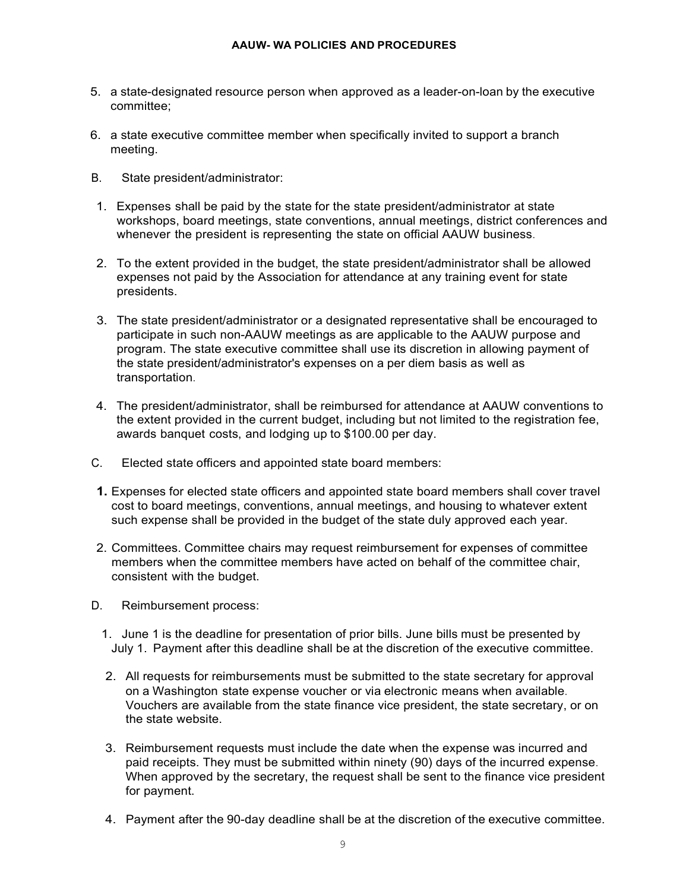5. a state-designated resource person when approved as a leader-on-loan by the executive committee;

6. a state executive committee member when specifically invited to support a branch meeting.

B. State president/administrator:

1. Expenses shall be paid by the state for the state president/administrator at state workshops, board meetings, state conventions, annual meetings, district conferences and whenever the president is representing the state on official AAUW business.

2. To the extent provided in the budget, the state president/administrator shall be allowed expenses not paid by the Association for attendance at any training event for state presidents.

3. The state president/administrator or a designated representative shall be encouraged to participate in such non-AAUW meetings as are applicable to the AAUW purpose and program. The state executive committee shall use its discretion in allowing payment of the state president/administrator's expenses on a per diem basis as well as transportation.

4. The president/administrator, shall be reimbursed for attendance at AAUW conventions to the extent provided in the current budget, including but not limited to the registration fee, awards banquet costs, and lodging up to $100.00 per day.

C. Elected state officers and appointed state board members:

**1.** Expenses for elected state officers and appointed state board members shall cover travel cost to board meetings, conventions, annual meetings, and housing to whatever extent such expense shall be provided in the budget of the state duly approved each year.

2. Committees. Committee chairs may request reimbursement for expenses of committee members when the committee members have acted on behalf of the committee chair, consistent with the budget.

D. Reimbursement process:

1. June 1 is the deadline for presentation of prior bills. June bills must be presented by July 1. Payment after this deadline shall be at the discretion of the executive committee.

2. All requests for reimbursements must be submitted to the state secretary for approval on a Washington state expense voucher or via electronic means when available. Vouchers are available from the state finance vice president, the state secretary, or on the state website.

3. Reimbursement requests must include the date when the expense was incurred and paid receipts. They must be submitted within ninety (90) days of the incurred expense. When approved by the secretary, the request shall be sent to the finance vice president for payment.

4. Payment after the 90-day deadline shall be at the discretion of the executive committee.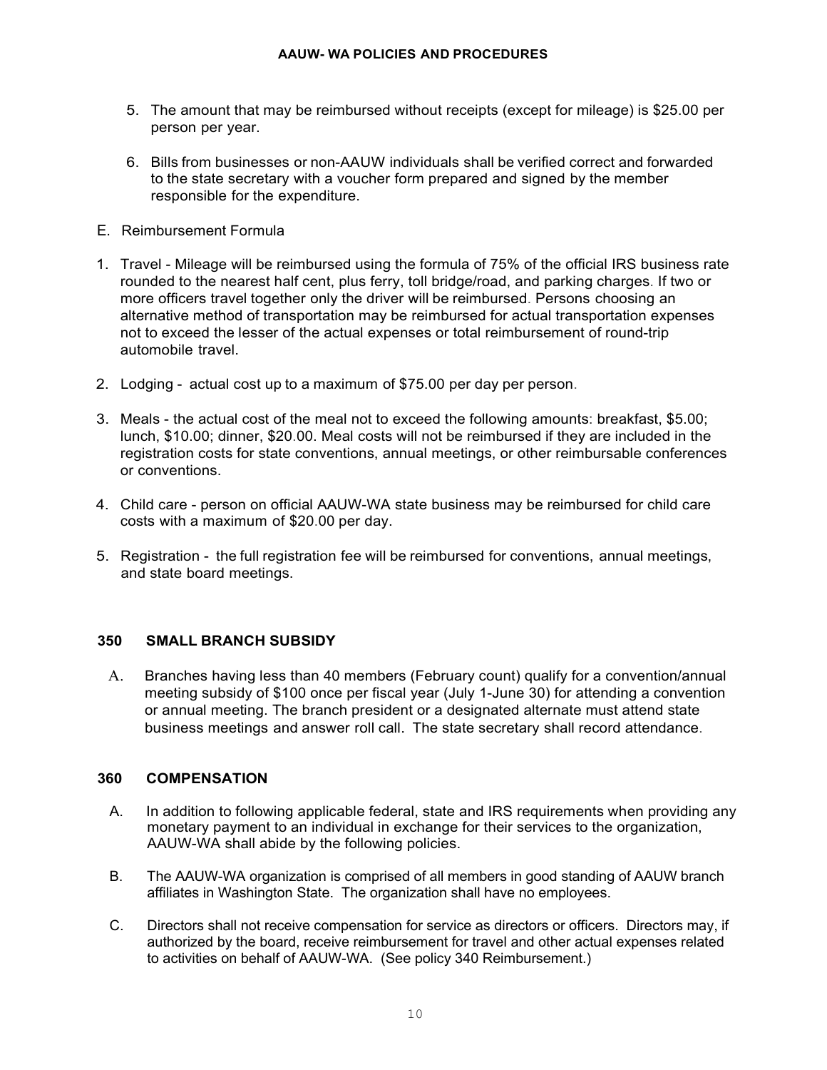5. The amount that may be reimbursed without receipts (except for mileage) is $25.00 per person per year.

6. Bills from businesses or non-AAUW individuals shall be verified correct and forwarded to the state secretary with a voucher form prepared and signed by the member responsible for the expenditure.

E. Reimbursement Formula

1. Travel - Mileage will be reimbursed using the formula of 75% of the official IRS business rate rounded to the nearest half cent, plus ferry, toll bridge/road, and parking charges. If two or more officers travel together only the driver will be reimbursed. Persons choosing an alternative method of transportation may be reimbursed for actual transportation expenses not to exceed the lesser of the actual expenses or total reimbursement of round-trip automobile travel.

2. Lodging - actual cost up to a maximum of $75.00 per day per person.

3. Meals - the actual cost of the meal not to exceed the following amounts: breakfast, $5.00; lunch, $10.00; dinner, $20.00. Meal costs will not be reimbursed if they are included in the registration costs for state conventions, annual meetings, or other reimbursable conferences or conventions.

4. Child care - person on official AAUW-WA state business may be reimbursed for child care costs with a maximum of $20.00 per day.

5. Registration - the full registration fee will be reimbursed for conventions, annual meetings, and state board meetings.

## 350 SMALL BRANCH SUBSIDY

A. Branches having less than 40 members (February count) qualify for a convention/annual meeting subsidy of $100 once per fiscal year (July 1-June 30) for attending a convention or annual meeting. The branch president or a designated alternate must attend state business meetings and answer roll call. The state secretary shall record attendance.

## 360 COMPENSATION

A. In addition to following applicable federal, state and IRS requirements when providing any monetary payment to an individual in exchange for their services to the organization, AAUW-WA shall abide by the following policies.

B. The AAUW-WA organization is comprised of all members in good standing of AAUW branch affiliates in Washington State. The organization shall have no employees.

C. Directors shall not receive compensation for service as directors or officers. Directors may, if authorized by the board, receive reimbursement for travel and other actual expenses related to activities on behalf of AAUW-WA. (See policy 340 Reimbursement.)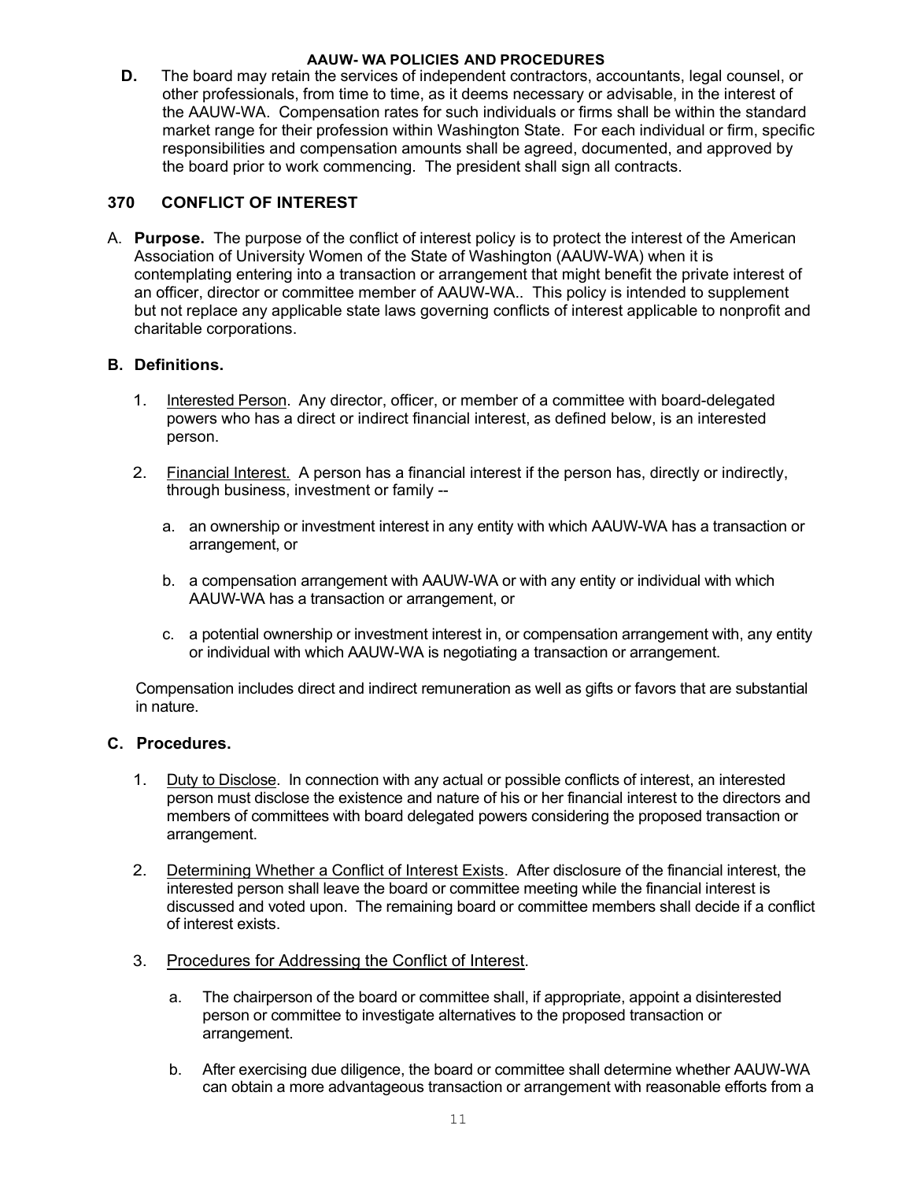**D.** The board may retain the services of independent contractors, accountants, legal counsel, or other professionals, from time to time, as it deems necessary or advisable, in the interest of the AAUW-WA. Compensation rates for such individuals or firms shall be within the standard market range for their profession within Washington State. For each individual or firm, specific responsibilities and compensation amounts shall be agreed, documented, and approved by the board prior to work commencing. The president shall sign all contracts.

## 370 CONFLICT OF INTEREST

A. **Purpose.** The purpose of the conflict of interest policy is to protect the interest of the American Association of University Women of the State of Washington (AAUW-WA) when it is contemplating entering into a transaction or arrangement that might benefit the private interest of an officer, director or committee member of AAUW-WA.. This policy is intended to supplement but not replace any applicable state laws governing conflicts of interest applicable to nonprofit and charitable corporations.

**B. Definitions.**

1. Interested Person. Any director, officer, or member of a committee with board-delegated powers who has a direct or indirect financial interest, as defined below, is an interested person.

2. Financial Interest. A person has a financial interest if the person has, directly or indirectly, through business, investment or family --

   a. an ownership or investment interest in any entity with which AAUW-WA has a transaction or arrangement, or

   b. a compensation arrangement with AAUW-WA or with any entity or individual with which AAUW-WA has a transaction or arrangement, or

   c. a potential ownership or investment interest in, or compensation arrangement with, any entity or individual with which AAUW-WA is negotiating a transaction or arrangement.

Compensation includes direct and indirect remuneration as well as gifts or favors that are substantial in nature.

**C. Procedures.**

1. Duty to Disclose. In connection with any actual or possible conflicts of interest, an interested person must disclose the existence and nature of his or her financial interest to the directors and members of committees with board delegated powers considering the proposed transaction or arrangement.

2. Determining Whether a Conflict of Interest Exists. After disclosure of the financial interest, the interested person shall leave the board or committee meeting while the financial interest is discussed and voted upon. The remaining board or committee members shall decide if a conflict of interest exists.

3. Procedures for Addressing the Conflict of Interest.

   a. The chairperson of the board or committee shall, if appropriate, appoint a disinterested person or committee to investigate alternatives to the proposed transaction or arrangement.

   b. After exercising due diligence, the board or committee shall determine whether AAUW-WA can obtain a more advantageous transaction or arrangement with reasonable efforts from a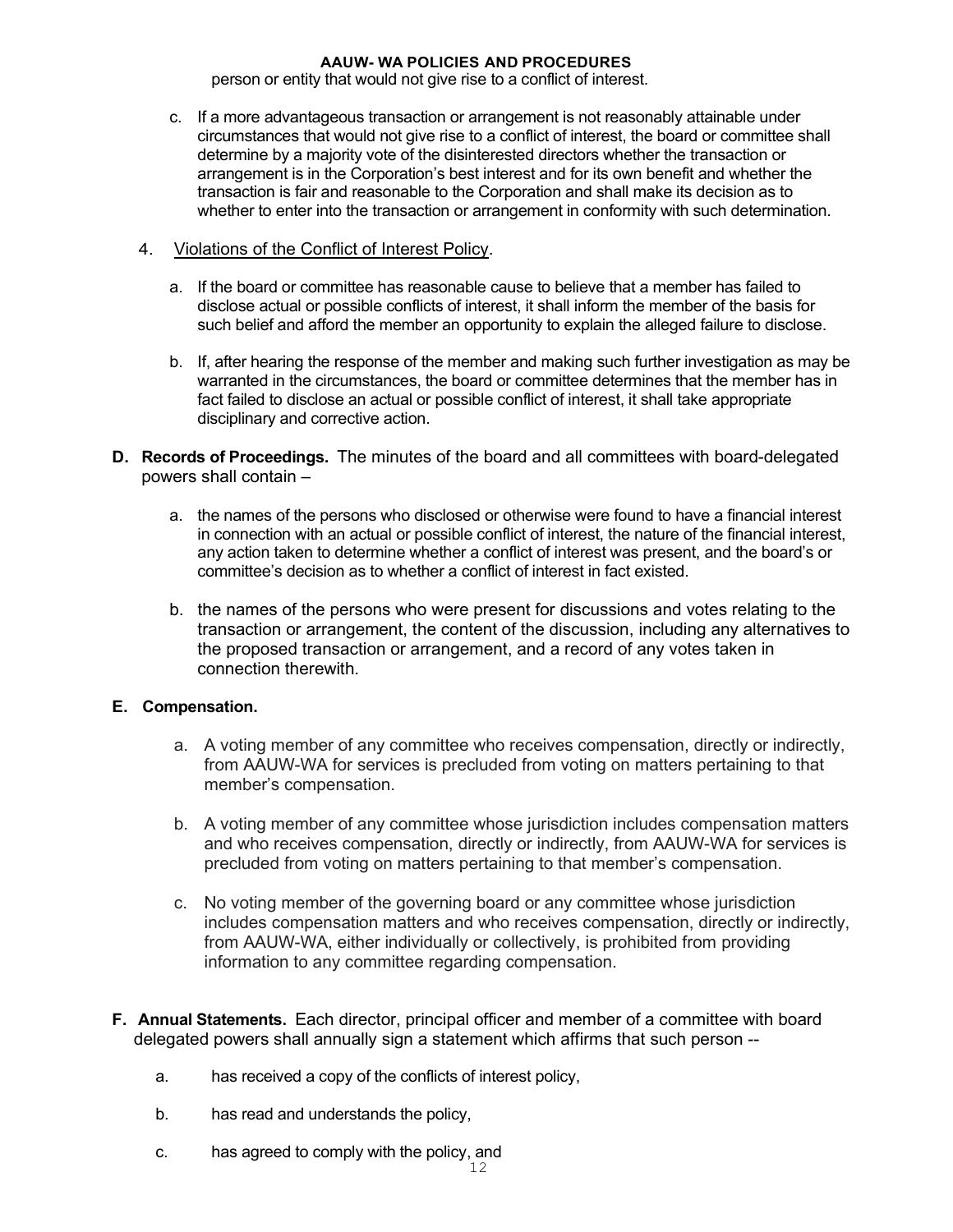person or entity that would not give rise to a conflict of interest.

c. If a more advantageous transaction or arrangement is not reasonably attainable under circumstances that would not give rise to a conflict of interest, the board or committee shall determine by a majority vote of the disinterested directors whether the transaction or arrangement is in the Corporation's best interest and for its own benefit and whether the transaction is fair and reasonable to the Corporation and shall make its decision as to whether to enter into the transaction or arrangement in conformity with such determination.

4. Violations of the Conflict of Interest Policy.

a. If the board or committee has reasonable cause to believe that a member has failed to disclose actual or possible conflicts of interest, it shall inform the member of the basis for such belief and afford the member an opportunity to explain the alleged failure to disclose.

b. If, after hearing the response of the member and making such further investigation as may be warranted in the circumstances, the board or committee determines that the member has in fact failed to disclose an actual or possible conflict of interest, it shall take appropriate disciplinary and corrective action.

**D. Records of Proceedings.** The minutes of the board and all committees with board-delegated powers shall contain –

a. the names of the persons who disclosed or otherwise were found to have a financial interest in connection with an actual or possible conflict of interest, the nature of the financial interest, any action taken to determine whether a conflict of interest was present, and the board's or committee's decision as to whether a conflict of interest in fact existed.

b. the names of the persons who were present for discussions and votes relating to the transaction or arrangement, the content of the discussion, including any alternatives to the proposed transaction or arrangement, and a record of any votes taken in connection therewith.

**E. Compensation.**

a. A voting member of any committee who receives compensation, directly or indirectly, from AAUW-WA for services is precluded from voting on matters pertaining to that member's compensation.

b. A voting member of any committee whose jurisdiction includes compensation matters and who receives compensation, directly or indirectly, from AAUW-WA for services is precluded from voting on matters pertaining to that member's compensation.

c. No voting member of the governing board or any committee whose jurisdiction includes compensation matters and who receives compensation, directly or indirectly, from AAUW-WA, either individually or collectively, is prohibited from providing information to any committee regarding compensation.

**F. Annual Statements.** Each director, principal officer and member of a committee with board delegated powers shall annually sign a statement which affirms that such person --

a. has received a copy of the conflicts of interest policy,

b. has read and understands the policy,

c. has agreed to comply with the policy, and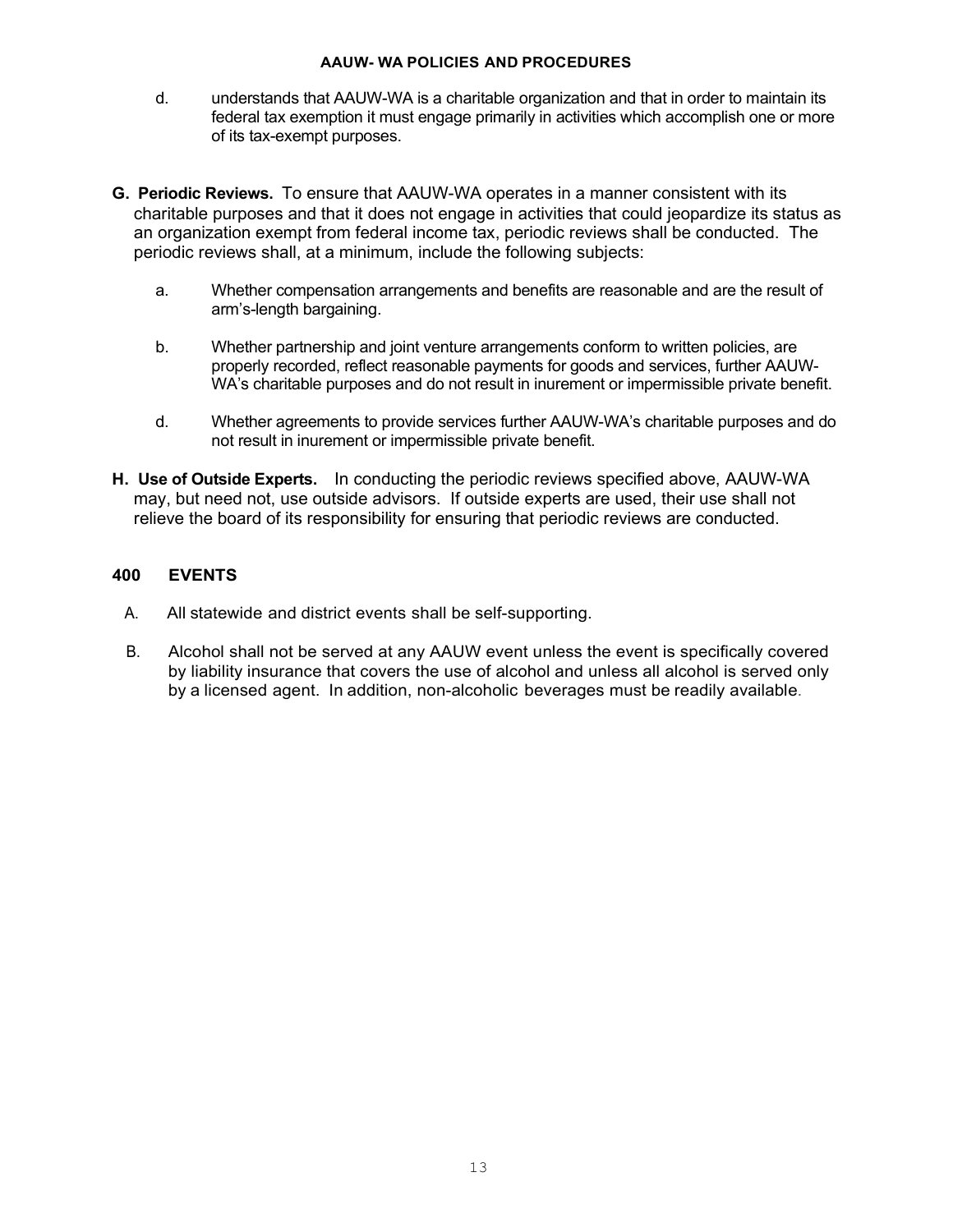d. understands that AAUW-WA is a charitable organization and that in order to maintain its federal tax exemption it must engage primarily in activities which accomplish one or more of its tax-exempt purposes.

**G. Periodic Reviews.** To ensure that AAUW-WA operates in a manner consistent with its charitable purposes and that it does not engage in activities that could jeopardize its status as an organization exempt from federal income tax, periodic reviews shall be conducted. The periodic reviews shall, at a minimum, include the following subjects:

a. Whether compensation arrangements and benefits are reasonable and are the result of arm's-length bargaining.

b. Whether partnership and joint venture arrangements conform to written policies, are properly recorded, reflect reasonable payments for goods and services, further AAUW-WA's charitable purposes and do not result in inurement or impermissible private benefit.

d. Whether agreements to provide services further AAUW-WA's charitable purposes and do not result in inurement or impermissible private benefit.

**H. Use of Outside Experts.** In conducting the periodic reviews specified above, AAUW-WA may, but need not, use outside advisors. If outside experts are used, their use shall not relieve the board of its responsibility for ensuring that periodic reviews are conducted.

## 400 EVENTS

A. All statewide and district events shall be self-supporting.

B. Alcohol shall not be served at any AAUW event unless the event is specifically covered by liability insurance that covers the use of alcohol and unless all alcohol is served only by a licensed agent. In addition, non-alcoholic beverages must be readily available.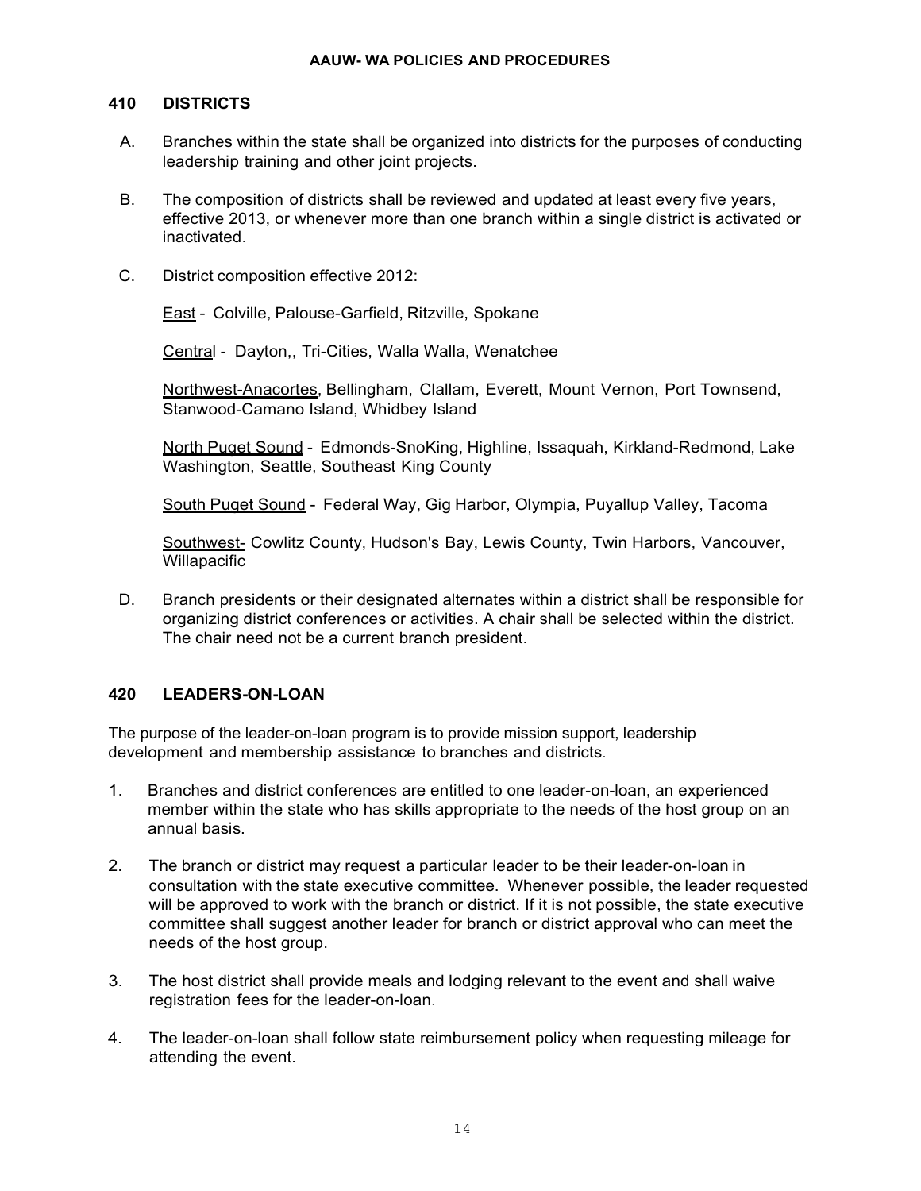## 410 DISTRICTS

A. Branches within the state shall be organized into districts for the purposes of conducting leadership training and other joint projects.

B. The composition of districts shall be reviewed and updated at least every five years, effective 2013, or whenever more than one branch within a single district is activated or inactivated.

C. District composition effective 2012:

East - Colville, Palouse-Garfield, Ritzville, Spokane

Central - Dayton,, Tri-Cities, Walla Walla, Wenatchee

Northwest-Anacortes, Bellingham, Clallam, Everett, Mount Vernon, Port Townsend, Stanwood-Camano Island, Whidbey Island

North Puget Sound - Edmonds-SnoKing, Highline, Issaquah, Kirkland-Redmond, Lake Washington, Seattle, Southeast King County

South Puget Sound - Federal Way, Gig Harbor, Olympia, Puyallup Valley, Tacoma

Southwest- Cowlitz County, Hudson's Bay, Lewis County, Twin Harbors, Vancouver, Willapacific

D. Branch presidents or their designated alternates within a district shall be responsible for organizing district conferences or activities. A chair shall be selected within the district. The chair need not be a current branch president.

## 420 LEADERS-ON-LOAN

The purpose of the leader-on-loan program is to provide mission support, leadership development and membership assistance to branches and districts.

1. Branches and district conferences are entitled to one leader-on-loan, an experienced member within the state who has skills appropriate to the needs of the host group on an annual basis.

2. The branch or district may request a particular leader to be their leader-on-loan in consultation with the state executive committee. Whenever possible, the leader requested will be approved to work with the branch or district. If it is not possible, the state executive committee shall suggest another leader for branch or district approval who can meet the needs of the host group.

3. The host district shall provide meals and lodging relevant to the event and shall waive registration fees for the leader-on-loan.

4. The leader-on-loan shall follow state reimbursement policy when requesting mileage for attending the event.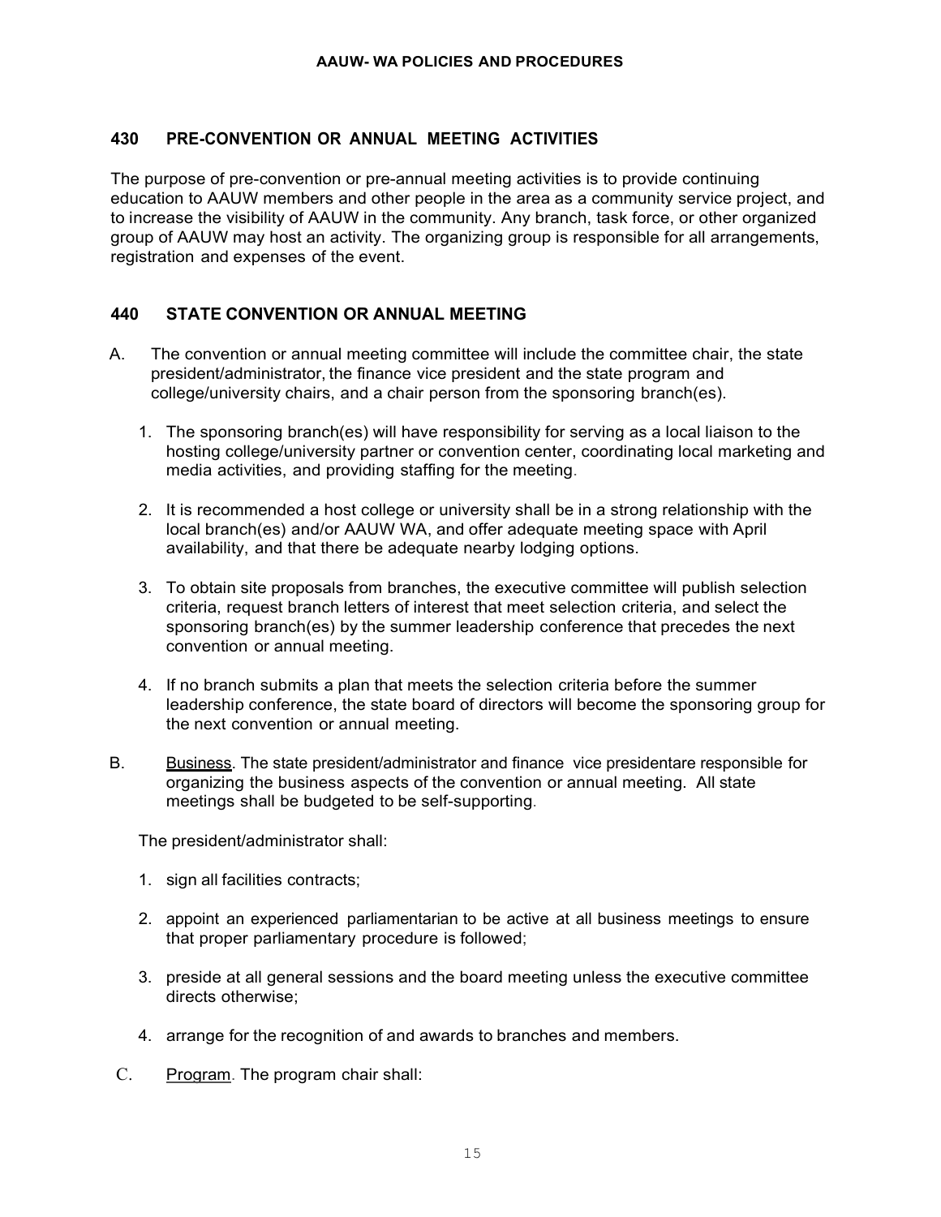## 430 PRE-CONVENTION OR ANNUAL MEETING ACTIVITIES

The purpose of pre-convention or pre-annual meeting activities is to provide continuing education to AAUW members and other people in the area as a community service project, and to increase the visibility of AAUW in the community. Any branch, task force, or other organized group of AAUW may host an activity. The organizing group is responsible for all arrangements, registration and expenses of the event.

## 440 STATE CONVENTION OR ANNUAL MEETING

A. The convention or annual meeting committee will include the committee chair, the state president/administrator, the finance vice president and the state program and college/university chairs, and a chair person from the sponsoring branch(es).

1. The sponsoring branch(es) will have responsibility for serving as a local liaison to the hosting college/university partner or convention center, coordinating local marketing and media activities, and providing staffing for the meeting.

2. It is recommended a host college or university shall be in a strong relationship with the local branch(es) and/or AAUW WA, and offer adequate meeting space with April availability, and that there be adequate nearby lodging options.

3. To obtain site proposals from branches, the executive committee will publish selection criteria, request branch letters of interest that meet selection criteria, and select the sponsoring branch(es) by the summer leadership conference that precedes the next convention or annual meeting.

4. If no branch submits a plan that meets the selection criteria before the summer leadership conference, the state board of directors will become the sponsoring group for the next convention or annual meeting.

B. <u>Business</u>. The state president/administrator and finance vice presidentare responsible for organizing the business aspects of the convention or annual meeting. All state meetings shall be budgeted to be self-supporting.

The president/administrator shall:

1. sign all facilities contracts;

2. appoint an experienced parliamentarian to be active at all business meetings to ensure that proper parliamentary procedure is followed;

3. preside at all general sessions and the board meeting unless the executive committee directs otherwise;

4. arrange for the recognition of and awards to branches and members.

C. <u>Program</u>. The program chair shall: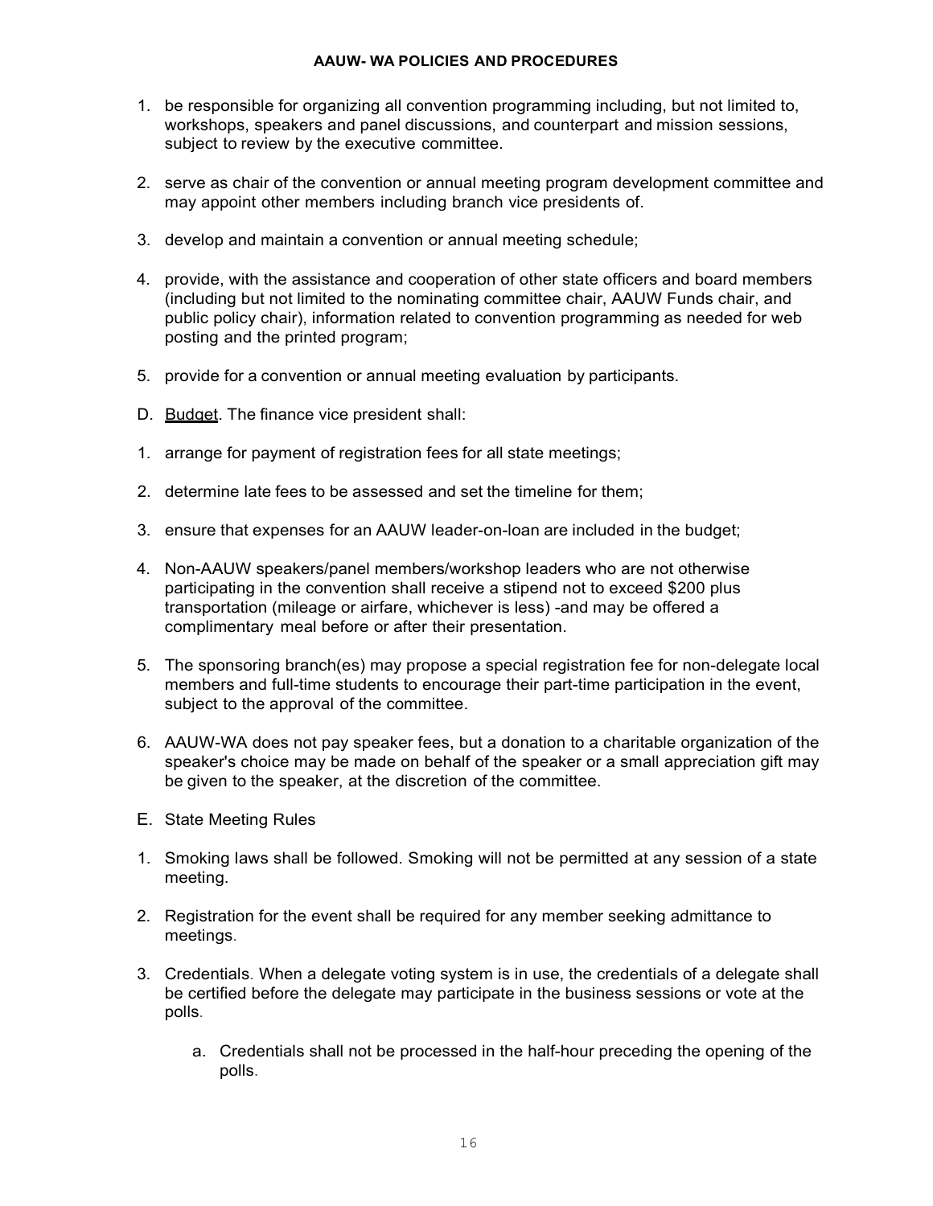1. be responsible for organizing all convention programming including, but not limited to, workshops, speakers and panel discussions, and counterpart and mission sessions, subject to review by the executive committee.

2. serve as chair of the convention or annual meeting program development committee and may appoint other members including branch vice presidents of.

3. develop and maintain a convention or annual meeting schedule;

4. provide, with the assistance and cooperation of other state officers and board members (including but not limited to the nominating committee chair, AAUW Funds chair, and public policy chair), information related to convention programming as needed for web posting and the printed program;

5. provide for a convention or annual meeting evaluation by participants.

D. Budget. The finance vice president shall:

1. arrange for payment of registration fees for all state meetings;

2. determine late fees to be assessed and set the timeline for them;

3. ensure that expenses for an AAUW leader-on-loan are included in the budget;

4. Non-AAUW speakers/panel members/workshop leaders who are not otherwise participating in the convention shall receive a stipend not to exceed $200 plus transportation (mileage or airfare, whichever is less) -and may be offered a complimentary meal before or after their presentation.

5. The sponsoring branch(es) may propose a special registration fee for non-delegate local members and full-time students to encourage their part-time participation in the event, subject to the approval of the committee.

6. AAUW-WA does not pay speaker fees, but a donation to a charitable organization of the speaker's choice may be made on behalf of the speaker or a small appreciation gift may be given to the speaker, at the discretion of the committee.

E. State Meeting Rules

1. Smoking laws shall be followed. Smoking will not be permitted at any session of a state meeting.

2. Registration for the event shall be required for any member seeking admittance to meetings.

3. Credentials. When a delegate voting system is in use, the credentials of a delegate shall be certified before the delegate may participate in the business sessions or vote at the polls.

    a. Credentials shall not be processed in the half-hour preceding the opening of the polls.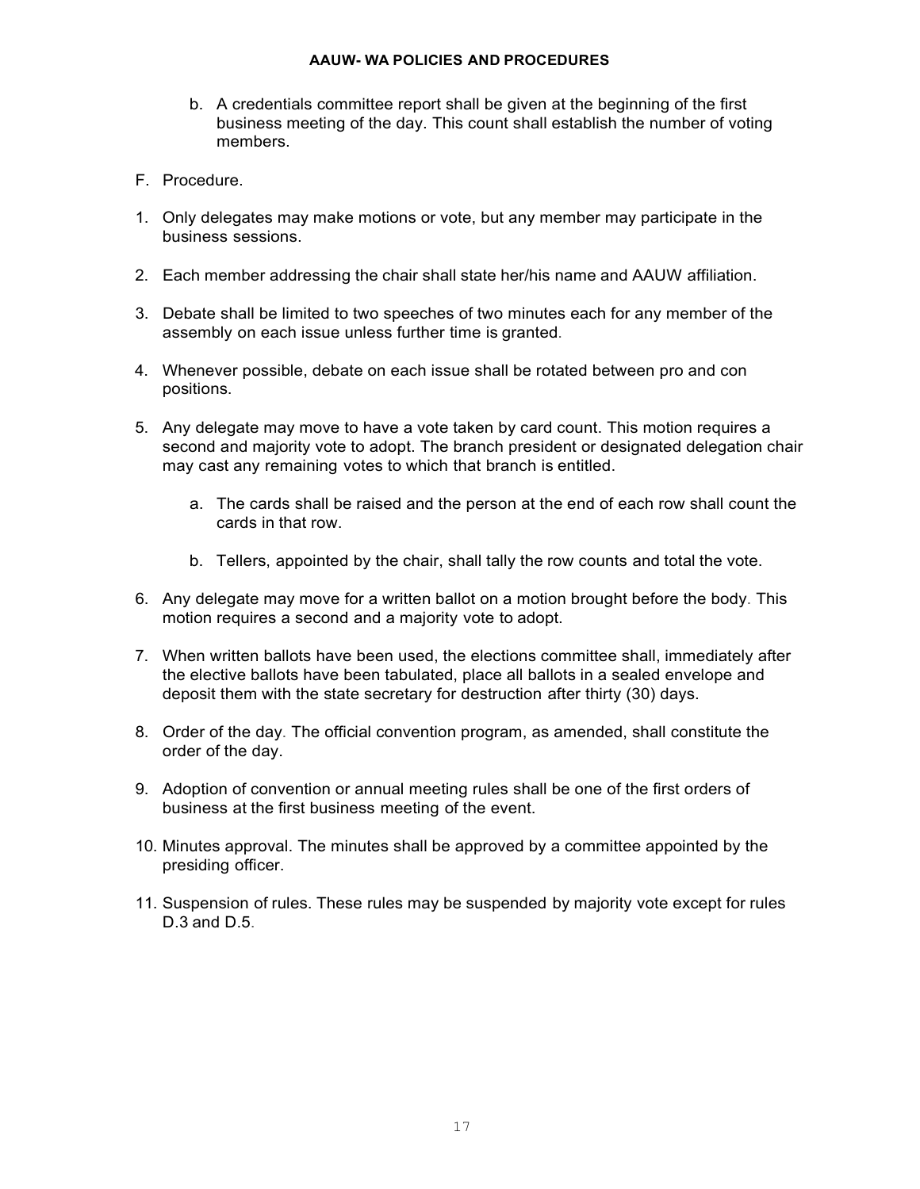b. A credentials committee report shall be given at the beginning of the first business meeting of the day. This count shall establish the number of voting members.

F. Procedure.

1. Only delegates may make motions or vote, but any member may participate in the business sessions.

2. Each member addressing the chair shall state her/his name and AAUW affiliation.

3. Debate shall be limited to two speeches of two minutes each for any member of the assembly on each issue unless further time is granted.

4. Whenever possible, debate on each issue shall be rotated between pro and con positions.

5. Any delegate may move to have a vote taken by card count. This motion requires a second and majority vote to adopt. The branch president or designated delegation chair may cast any remaining votes to which that branch is entitled.

   a. The cards shall be raised and the person at the end of each row shall count the cards in that row.

   b. Tellers, appointed by the chair, shall tally the row counts and total the vote.

6. Any delegate may move for a written ballot on a motion brought before the body. This motion requires a second and a majority vote to adopt.

7. When written ballots have been used, the elections committee shall, immediately after the elective ballots have been tabulated, place all ballots in a sealed envelope and deposit them with the state secretary for destruction after thirty (30) days.

8. Order of the day. The official convention program, as amended, shall constitute the order of the day.

9. Adoption of convention or annual meeting rules shall be one of the first orders of business at the first business meeting of the event.

10. Minutes approval. The minutes shall be approved by a committee appointed by the presiding officer.

11. Suspension of rules. These rules may be suspended by majority vote except for rules D.3 and D.5.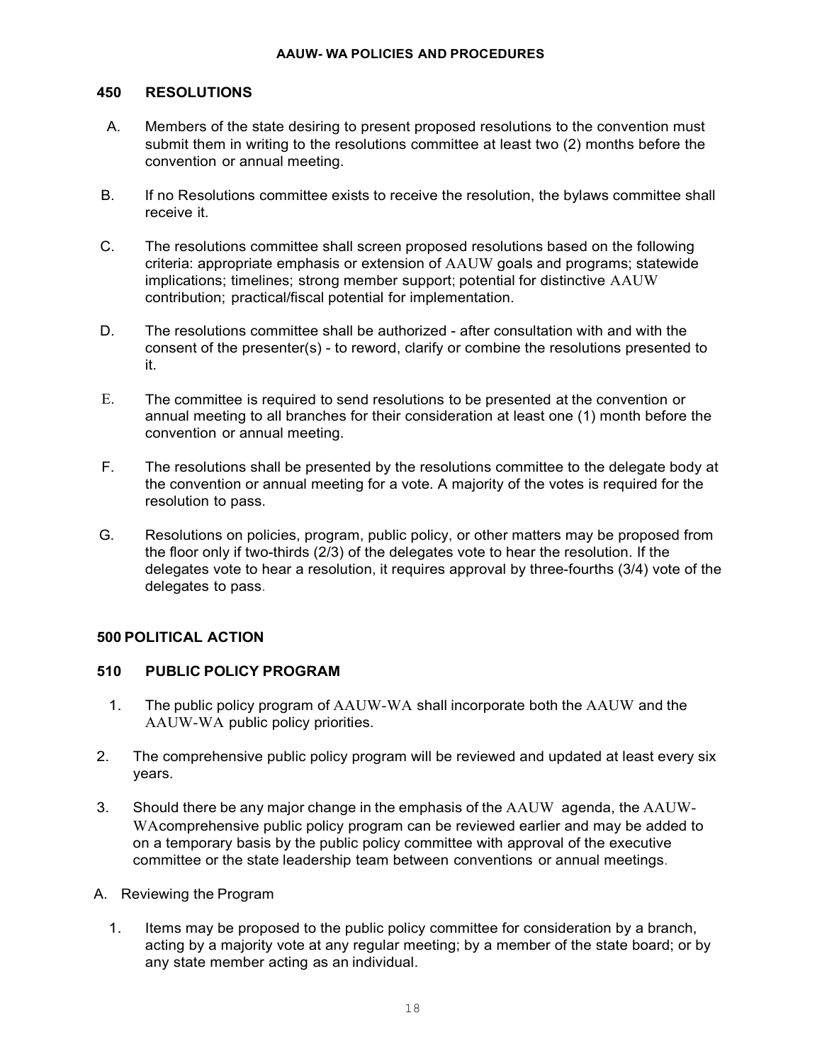## 450 RESOLUTIONS

A. Members of the state desiring to present proposed resolutions to the convention must submit them in writing to the resolutions committee at least two (2) months before the convention or annual meeting.

B. If no Resolutions committee exists to receive the resolution, the bylaws committee shall receive it.

C. The resolutions committee shall screen proposed resolutions based on the following criteria: appropriate emphasis or extension of AAUW goals and programs; statewide implications; timelines; strong member support; potential for distinctive AAUW contribution; practical/fiscal potential for implementation.

D. The resolutions committee shall be authorized - after consultation with and with the consent of the presenter(s) - to reword, clarify or combine the resolutions presented to it.

E. The committee is required to send resolutions to be presented at the convention or annual meeting to all branches for their consideration at least one (1) month before the convention or annual meeting.

F. The resolutions shall be presented by the resolutions committee to the delegate body at the convention or annual meeting for a vote. A majority of the votes is required for the resolution to pass.

G. Resolutions on policies, program, public policy, or other matters may be proposed from the floor only if two-thirds (2/3) of the delegates vote to hear the resolution. If the delegates vote to hear a resolution, it requires approval by three-fourths (3/4) vote of the delegates to pass.

# 500 POLITICAL ACTION

## 510 PUBLIC POLICY PROGRAM

1. The public policy program of AAUW-WA shall incorporate both the AAUW and the AAUW-WA public policy priorities.
2. The comprehensive public policy program will be reviewed and updated at least every six years.
3. Should there be any major change in the emphasis of the AAUW agenda, the AAUW-WAcomprehensive public policy program can be reviewed earlier and may be added to on a temporary basis by the public policy committee with approval of the executive committee or the state leadership team between conventions or annual meetings.

A. Reviewing the Program

1. Items may be proposed to the public policy committee for consideration by a branch, acting by a majority vote at any regular meeting; by a member of the state board; or by any state member acting as an individual.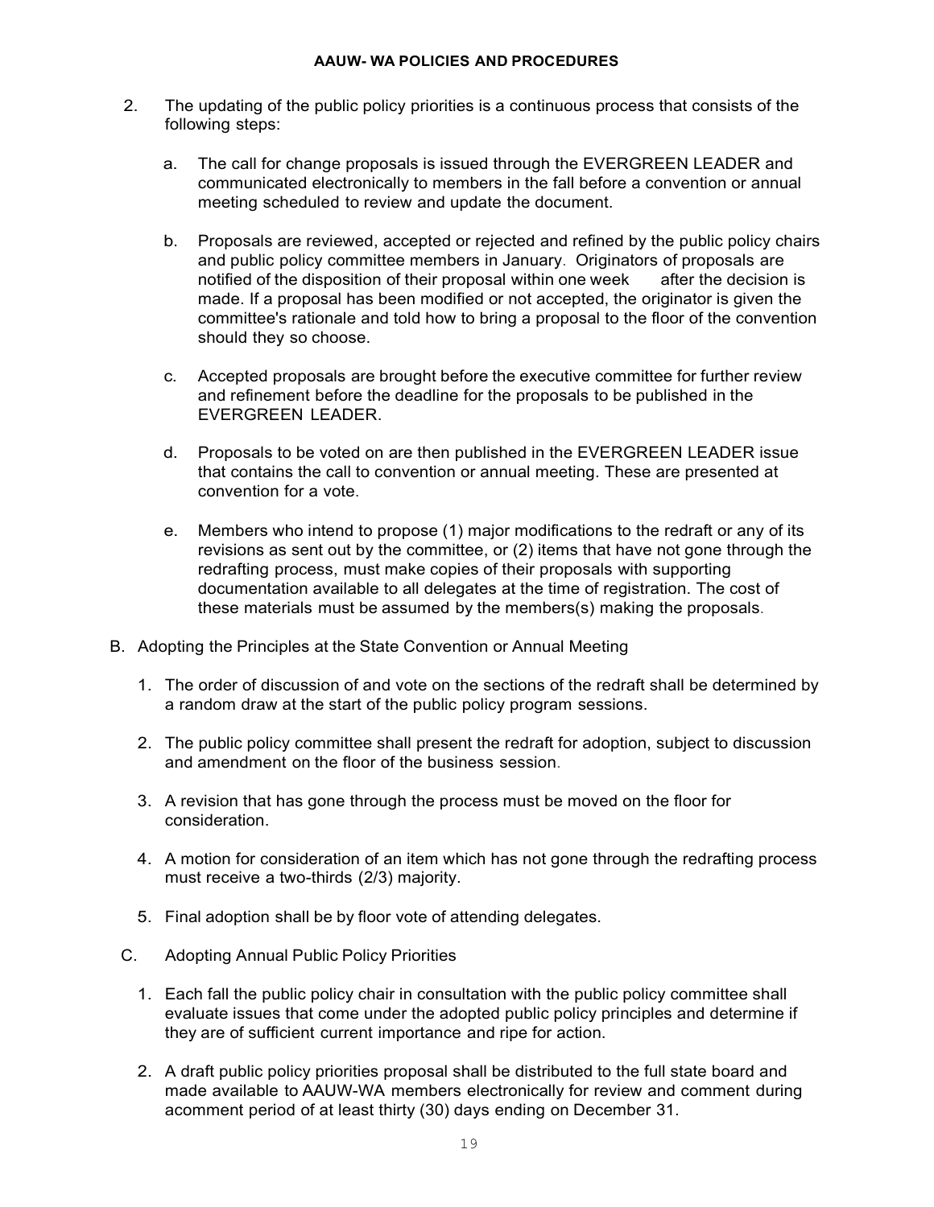2. The updating of the public policy priorities is a continuous process that consists of the following steps:

   a. The call for change proposals is issued through the EVERGREEN LEADER and communicated electronically to members in the fall before a convention or annual meeting scheduled to review and update the document.

   b. Proposals are reviewed, accepted or rejected and refined by the public policy chairs and public policy committee members in January. Originators of proposals are notified of the disposition of their proposal within one week after the decision is made. If a proposal has been modified or not accepted, the originator is given the committee's rationale and told how to bring a proposal to the floor of the convention should they so choose.

   c. Accepted proposals are brought before the executive committee for further review and refinement before the deadline for the proposals to be published in the EVERGREEN LEADER.

   d. Proposals to be voted on are then published in the EVERGREEN LEADER issue that contains the call to convention or annual meeting. These are presented at convention for a vote.

   e. Members who intend to propose (1) major modifications to the redraft or any of its revisions as sent out by the committee, or (2) items that have not gone through the redrafting process, must make copies of their proposals with supporting documentation available to all delegates at the time of registration. The cost of these materials must be assumed by the members(s) making the proposals.

B. Adopting the Principles at the State Convention or Annual Meeting

1. The order of discussion of and vote on the sections of the redraft shall be determined by a random draw at the start of the public policy program sessions.

2. The public policy committee shall present the redraft for adoption, subject to discussion and amendment on the floor of the business session.

3. A revision that has gone through the process must be moved on the floor for consideration.

4. A motion for consideration of an item which has not gone through the redrafting process must receive a two-thirds (2/3) majority.

5. Final adoption shall be by floor vote of attending delegates.

C. Adopting Annual Public Policy Priorities

1. Each fall the public policy chair in consultation with the public policy committee shall evaluate issues that come under the adopted public policy principles and determine if they are of sufficient current importance and ripe for action.

2. A draft public policy priorities proposal shall be distributed to the full state board and made available to AAUW-WA members electronically for review and comment during acomment period of at least thirty (30) days ending on December 31.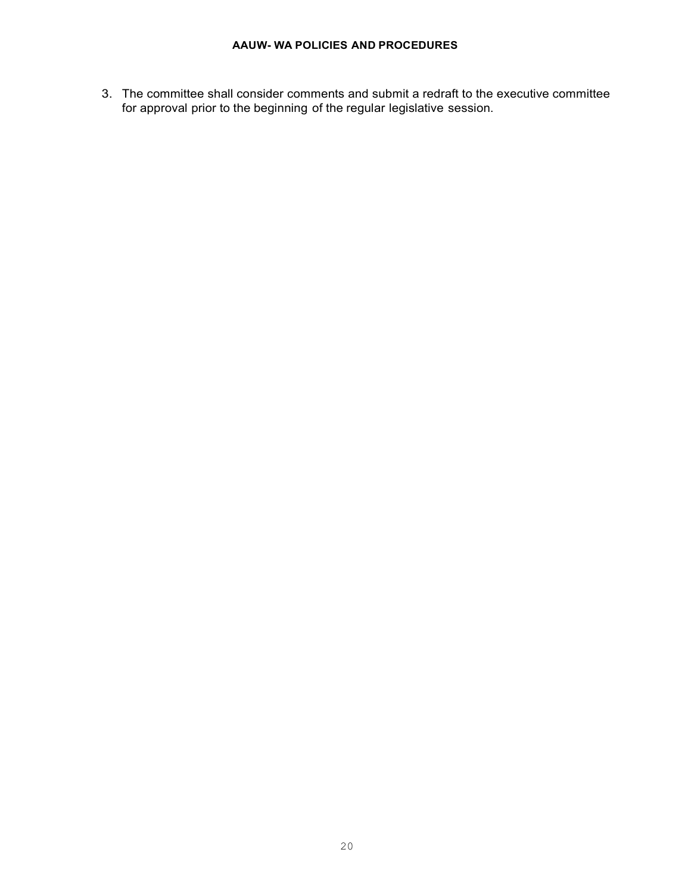3. The committee shall consider comments and submit a redraft to the executive committee for approval prior to the beginning of the regular legislative session.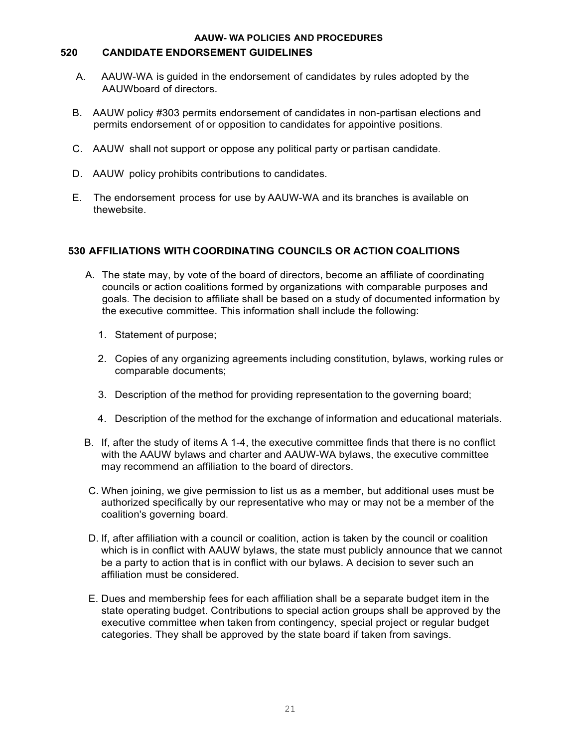## 520 CANDIDATE ENDORSEMENT GUIDELINES

A. AAUW-WA is guided in the endorsement of candidates by rules adopted by the AAUWboard of directors.

B. AAUW policy #303 permits endorsement of candidates in non-partisan elections and permits endorsement of or opposition to candidates for appointive positions.

C. AAUW shall not support or oppose any political party or partisan candidate.

D. AAUW policy prohibits contributions to candidates.

E. The endorsement process for use by AAUW-WA and its branches is available on thewebsite.

## 530 AFFILIATIONS WITH COORDINATING COUNCILS OR ACTION COALITIONS

A. The state may, by vote of the board of directors, become an affiliate of coordinating councils or action coalitions formed by organizations with comparable purposes and goals. The decision to affiliate shall be based on a study of documented information by the executive committee. This information shall include the following:

1. Statement of purpose;
2. Copies of any organizing agreements including constitution, bylaws, working rules or comparable documents;
3. Description of the method for providing representation to the governing board;
4. Description of the method for the exchange of information and educational materials.

B. If, after the study of items A 1-4, the executive committee finds that there is no conflict with the AAUW bylaws and charter and AAUW-WA bylaws, the executive committee may recommend an affiliation to the board of directors.

C. When joining, we give permission to list us as a member, but additional uses must be authorized specifically by our representative who may or may not be a member of the coalition's governing board.

D. If, after affiliation with a council or coalition, action is taken by the council or coalition which is in conflict with AAUW bylaws, the state must publicly announce that we cannot be a party to action that is in conflict with our bylaws. A decision to sever such an affiliation must be considered.

E. Dues and membership fees for each affiliation shall be a separate budget item in the state operating budget. Contributions to special action groups shall be approved by the executive committee when taken from contingency, special project or regular budget categories. They shall be approved by the state board if taken from savings.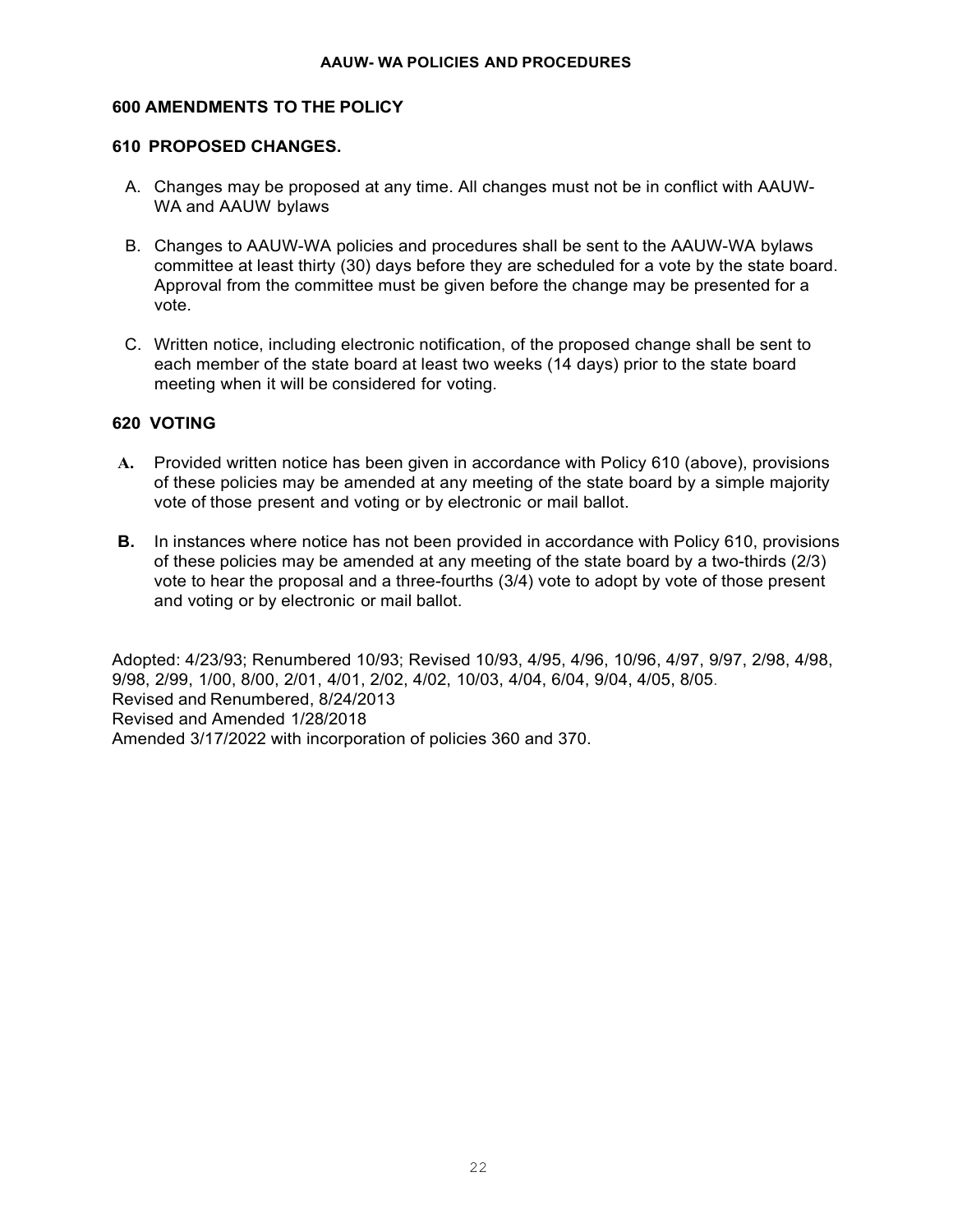## 600 AMENDMENTS TO THE POLICY

### 610 PROPOSED CHANGES.

A. Changes may be proposed at any time. All changes must not be in conflict with AAUW-WA and AAUW bylaws

B. Changes to AAUW-WA policies and procedures shall be sent to the AAUW-WA bylaws committee at least thirty (30) days before they are scheduled for a vote by the state board. Approval from the committee must be given before the change may be presented for a vote.

C. Written notice, including electronic notification, of the proposed change shall be sent to each member of the state board at least two weeks (14 days) prior to the state board meeting when it will be considered for voting.

### 620 VOTING

**A.** Provided written notice has been given in accordance with Policy 610 (above), provisions of these policies may be amended at any meeting of the state board by a simple majority vote of those present and voting or by electronic or mail ballot.

**B.** In instances where notice has not been provided in accordance with Policy 610, provisions of these policies may be amended at any meeting of the state board by a two-thirds (2/3) vote to hear the proposal and a three-fourths (3/4) vote to adopt by vote of those present and voting or by electronic or mail ballot.

Adopted: 4/23/93; Renumbered 10/93; Revised 10/93, 4/95, 4/96, 10/96, 4/97, 9/97, 2/98, 4/98, 9/98, 2/99, 1/00, 8/00, 2/01, 4/01, 2/02, 4/02, 10/03, 4/04, 6/04, 9/04, 4/05, 8/05.
Revised and Renumbered, 8/24/2013
Revised and Amended 1/28/2018
Amended 3/17/2022 with incorporation of policies 360 and 370.